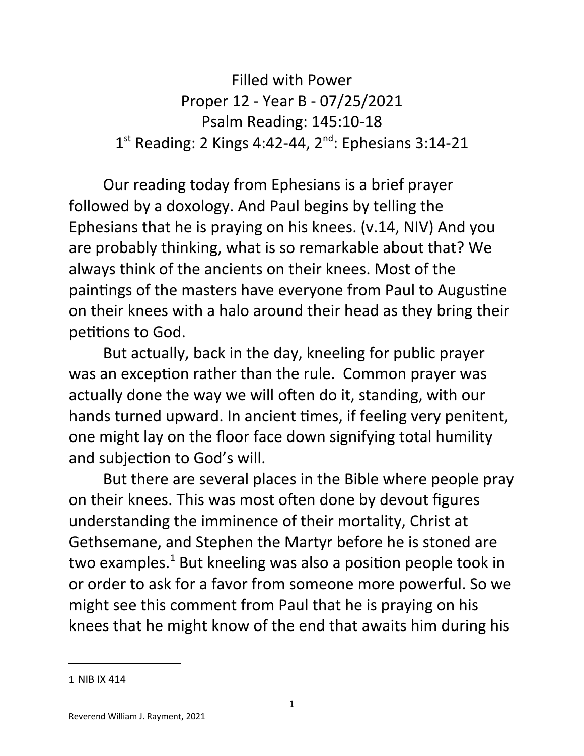# Filled with Power

Proper 12 - Year B - 07/25/2021

Psalm Reading: 145:10-18

1st Reading: 2 Kings 4:42-44, 2nd: Ephesians 3:14-21

Our reading today from Ephesians is a brief prayer followed by a doxology. And Paul begins by telling the Ephesians that he is praying on his knees. (v.14, NIV) And you are probably thinking, what is so remarkable about that? We always think of the ancients on their knees. Most of the paintings of the masters have everyone from Paul to Augustine on their knees with a halo around their head as they bring their petitions to God.

But actually, back in the day, kneeling for public prayer was an exception rather than the rule. Common prayer was actually done the way we will often do it, standing, with our hands turned upward. In ancient times, if feeling very penitent, one might lay on the floor face down signifying total humility and subjection to God's will.

But there are several places in the Bible where people pray on their knees. This was most often done by devout figures understanding the imminence of their mortality, Christ at Gethsemane, and Stephen the Martyr before he is stoned are two examples.[1] But kneeling was also a position people took in or order to ask for a favor from someone more powerful. So we might see this comment from Paul that he is praying on his knees that he might know of the end that awaits him during his

---

1 NIB IX 414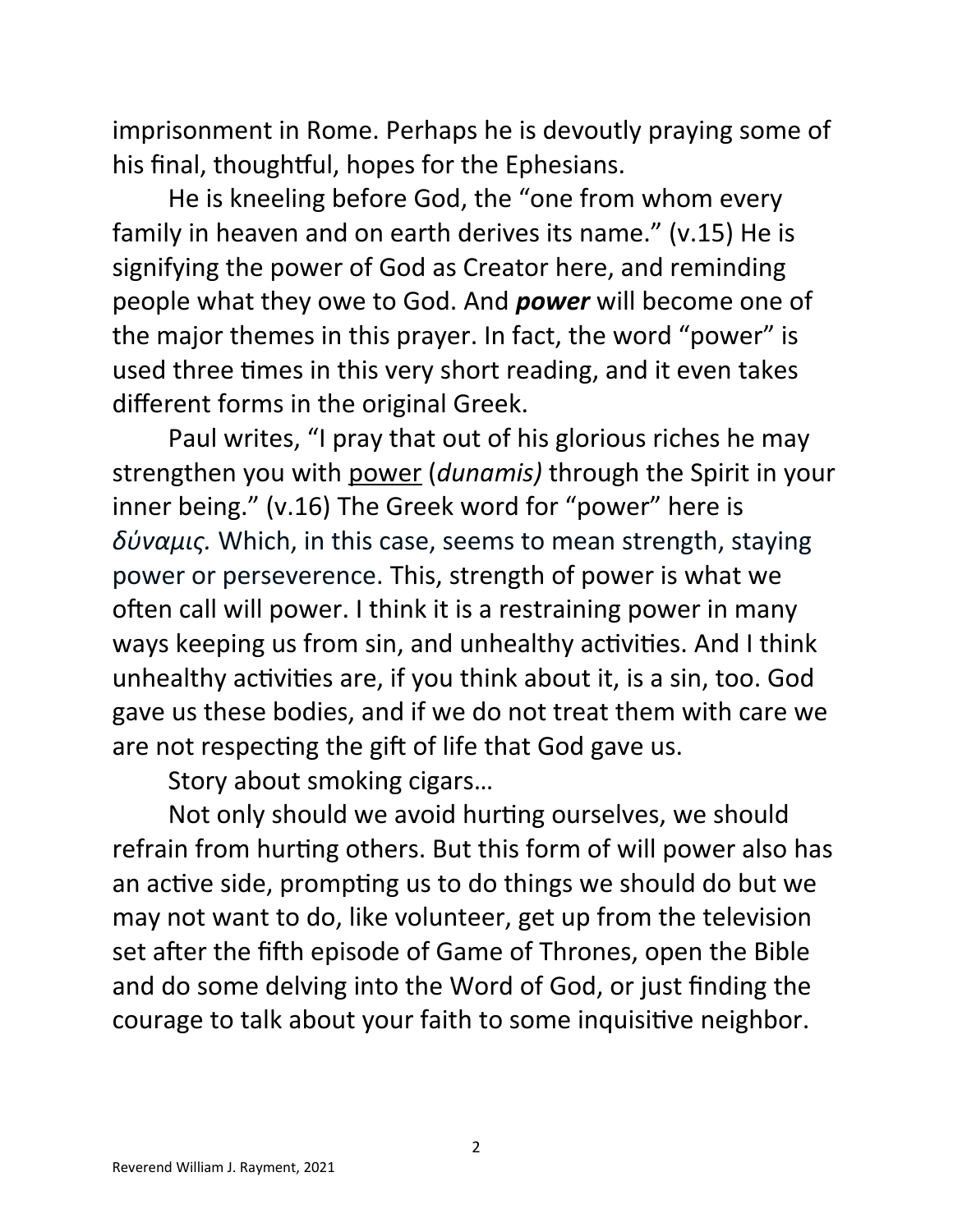imprisonment in Rome. Perhaps he is devoutly praying some of his final, thoughtful, hopes for the Ephesians.

He is kneeling before God, the "one from whom every family in heaven and on earth derives its name." (v.15) He is signifying the power of God as Creator here, and reminding people what they owe to God. And ***power*** will become one of the major themes in this prayer. In fact, the word "power" is used three times in this very short reading, and it even takes different forms in the original Greek.

Paul writes, "I pray that out of his glorious riches he may strengthen you with <u>power</u> (*dunamis)* through the Spirit in your inner being." (v.16) The Greek word for "power" here is *δύναμις.* Which, in this case, seems to mean strength, staying power or perseverence. This, strength of power is what we often call will power. I think it is a restraining power in many ways keeping us from sin, and unhealthy activities. And I think unhealthy activities are, if you think about it, is a sin, too. God gave us these bodies, and if we do not treat them with care we are not respecting the gift of life that God gave us.

Story about smoking cigars…

Not only should we avoid hurting ourselves, we should refrain from hurting others. But this form of will power also has an active side, prompting us to do things we should do but we may not want to do, like volunteer, get up from the television set after the fifth episode of Game of Thrones, open the Bible and do some delving into the Word of God, or just finding the courage to talk about your faith to some inquisitive neighbor.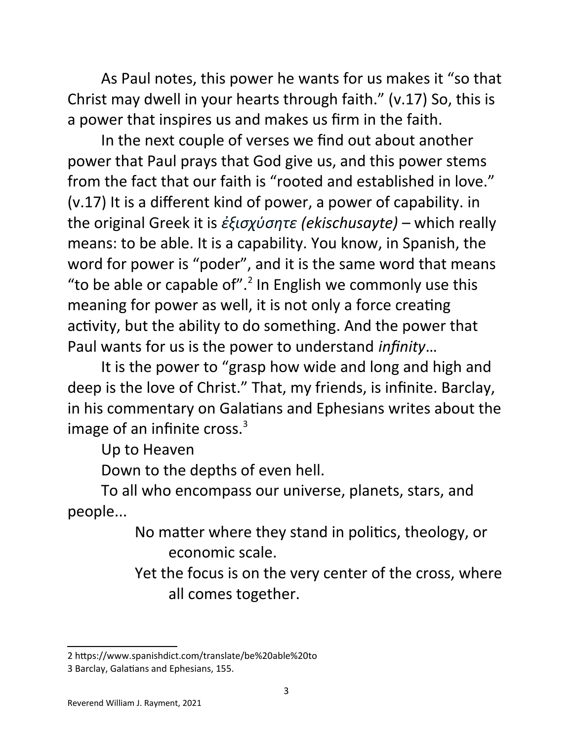As Paul notes, this power he wants for us makes it "so that Christ may dwell in your hearts through faith." (v.17) So, this is a power that inspires us and makes us firm in the faith.

In the next couple of verses we find out about another power that Paul prays that God give us, and this power stems from the fact that our faith is "rooted and established in love." (v.17) It is a different kind of power, a power of capability. in the original Greek it is *ἐξισχύσητε (ekischusayte)* – which really means: to be able. It is a capability. You know, in Spanish, the word for power is "poder", and it is the same word that means "to be able or capable of".[2] In English we commonly use this meaning for power as well, it is not only a force creating activity, but the ability to do something. And the power that Paul wants for us is the power to understand *infinity*…

It is the power to "grasp how wide and long and high and deep is the love of Christ." That, my friends, is infinite. Barclay, in his commentary on Galatians and Ephesians writes about the image of an infinite cross.[3]

Up to Heaven

Down to the depths of even hell.

To all who encompass our universe, planets, stars, and people...

> No matter where they stand in politics, theology, or economic scale.
>
> Yet the focus is on the very center of the cross, where all comes together.

---

2 https://www.spanishdict.com/translate/be%20able%20to

3 Barclay, Galatians and Ephesians, 155.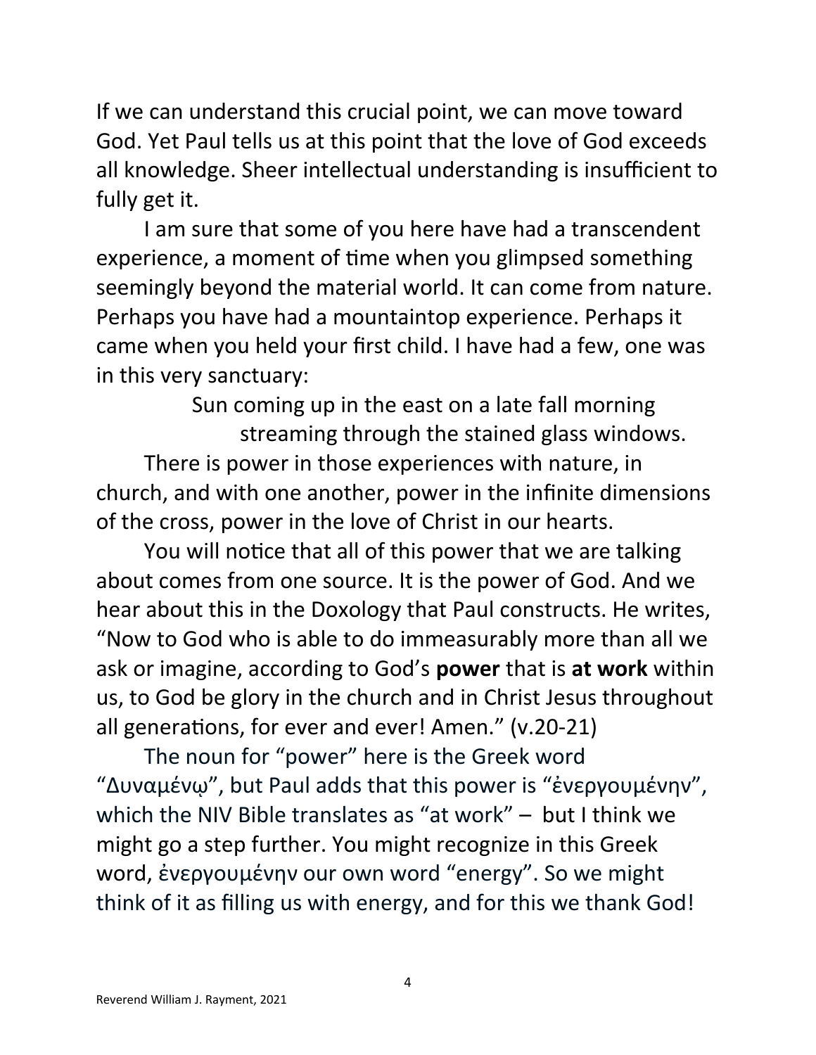If we can understand this crucial point, we can move toward God. Yet Paul tells us at this point that the love of God exceeds all knowledge. Sheer intellectual understanding is insufficient to fully get it.

I am sure that some of you here have had a transcendent experience, a moment of time when you glimpsed something seemingly beyond the material world. It can come from nature. Perhaps you have had a mountaintop experience. Perhaps it came when you held your first child. I have had a few, one was in this very sanctuary:

> Sun coming up in the east on a late fall morning
> streaming through the stained glass windows.

There is power in those experiences with nature, in church, and with one another, power in the infinite dimensions of the cross, power in the love of Christ in our hearts.

You will notice that all of this power that we are talking about comes from one source. It is the power of God. And we hear about this in the Doxology that Paul constructs. He writes, "Now to God who is able to do immeasurably more than all we ask or imagine, according to God's **power** that is **at work** within us, to God be glory in the church and in Christ Jesus throughout all generations, for ever and ever! Amen." (v.20-21)

The noun for "power" here is the Greek word "Δυναμένῳ", but Paul adds that this power is "ἐνεργουμένην", which the NIV Bible translates as "at work" – but I think we might go a step further. You might recognize in this Greek word, ἐνεργουμένην our own word "energy". So we might think of it as filling us with energy, and for this we thank God!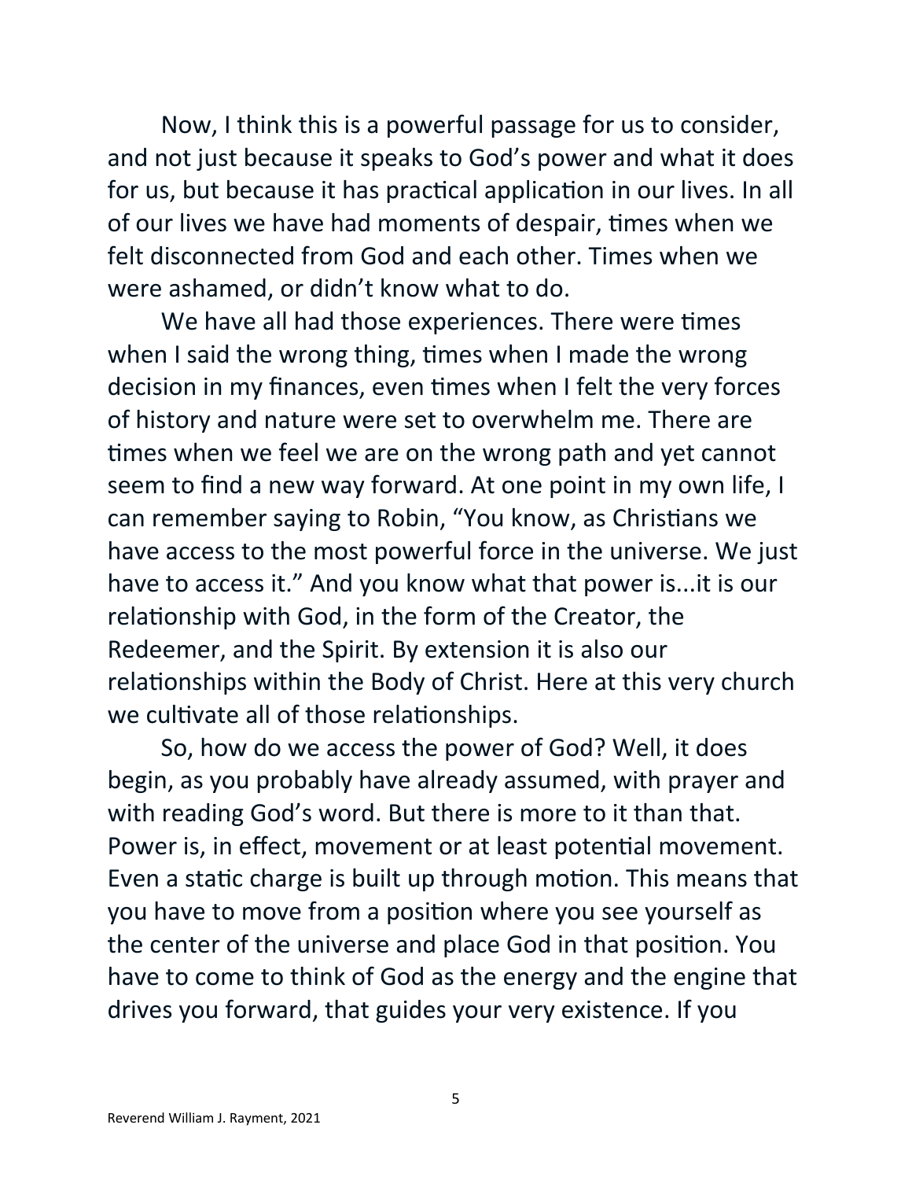Now, I think this is a powerful passage for us to consider, and not just because it speaks to God's power and what it does for us, but because it has practical application in our lives. In all of our lives we have had moments of despair, times when we felt disconnected from God and each other. Times when we were ashamed, or didn't know what to do.

We have all had those experiences. There were times when I said the wrong thing, times when I made the wrong decision in my finances, even times when I felt the very forces of history and nature were set to overwhelm me. There are times when we feel we are on the wrong path and yet cannot seem to find a new way forward. At one point in my own life, I can remember saying to Robin, "You know, as Christians we have access to the most powerful force in the universe. We just have to access it." And you know what that power is...it is our relationship with God, in the form of the Creator, the Redeemer, and the Spirit. By extension it is also our relationships within the Body of Christ. Here at this very church we cultivate all of those relationships.

So, how do we access the power of God? Well, it does begin, as you probably have already assumed, with prayer and with reading God's word. But there is more to it than that. Power is, in effect, movement or at least potential movement. Even a static charge is built up through motion. This means that you have to move from a position where you see yourself as the center of the universe and place God in that position. You have to come to think of God as the energy and the engine that drives you forward, that guides your very existence. If you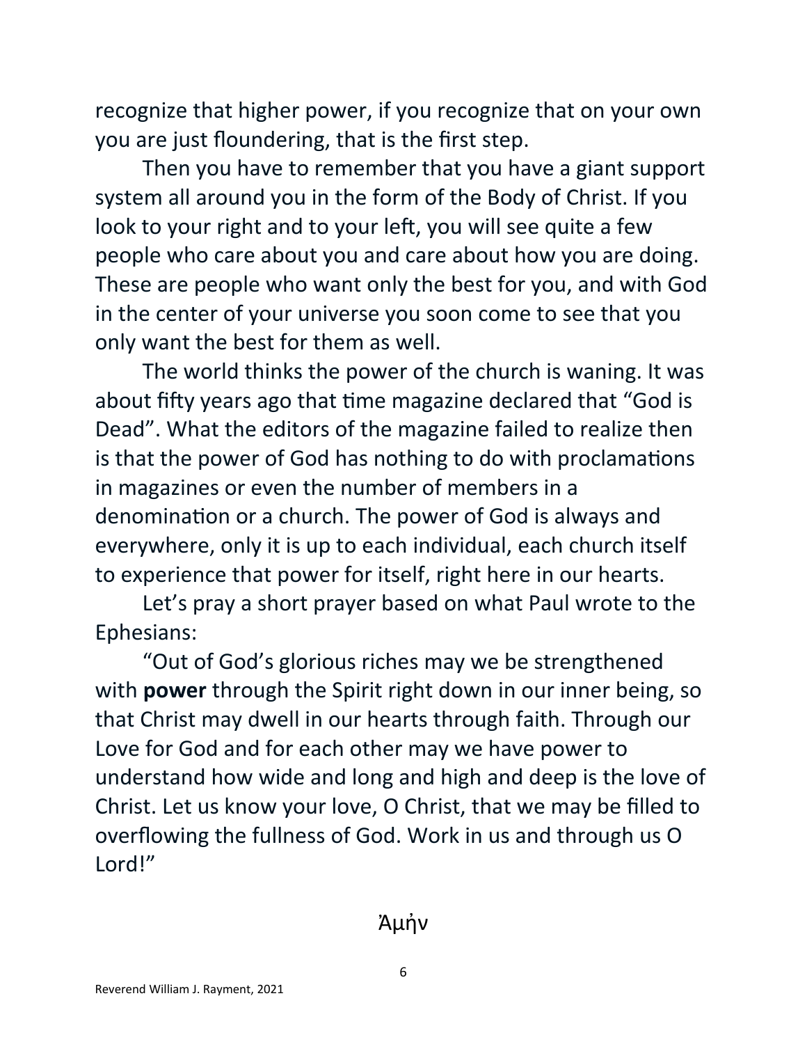recognize that higher power, if you recognize that on your own you are just floundering, that is the first step.

Then you have to remember that you have a giant support system all around you in the form of the Body of Christ. If you look to your right and to your left, you will see quite a few people who care about you and care about how you are doing. These are people who want only the best for you, and with God in the center of your universe you soon come to see that you only want the best for them as well.

The world thinks the power of the church is waning. It was about fifty years ago that time magazine declared that "God is Dead". What the editors of the magazine failed to realize then is that the power of God has nothing to do with proclamations in magazines or even the number of members in a denomination or a church. The power of God is always and everywhere, only it is up to each individual, each church itself to experience that power for itself, right here in our hearts.

Let's pray a short prayer based on what Paul wrote to the Ephesians:

"Out of God's glorious riches may we be strengthened with **power** through the Spirit right down in our inner being, so that Christ may dwell in our hearts through faith. Through our Love for God and for each other may we have power to understand how wide and long and high and deep is the love of Christ. Let us know your love, O Christ, that we may be filled to overflowing the fullness of God. Work in us and through us O Lord!"

Ἀμήν

Reverend William J. Rayment, 2021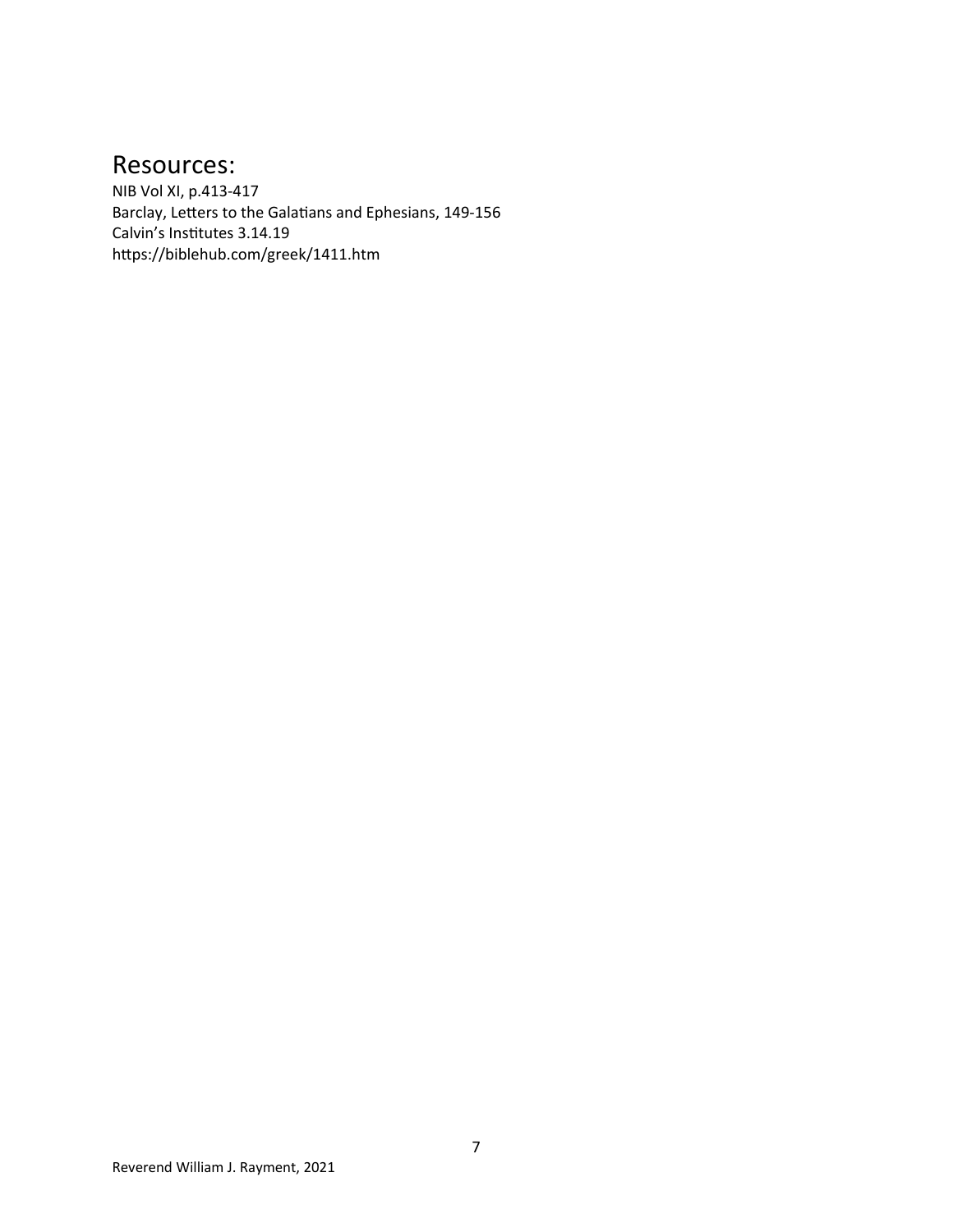# Resources:

NIB Vol XI, p.413-417
Barclay, Letters to the Galatians and Ephesians, 149-156
Calvin's Institutes 3.14.19
https://biblehub.com/greek/1411.htm